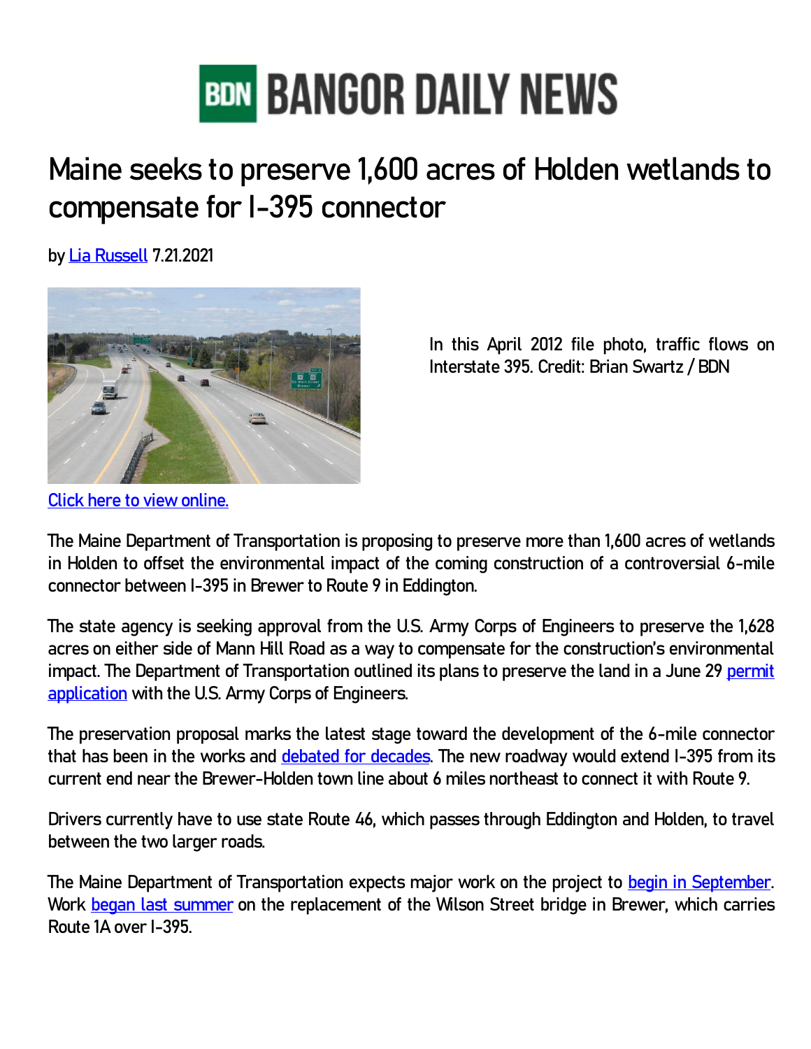# BANGOR DAILY NEWS

## Maine seeks to preserve 1,600 acres of Holden wetlands to compensate for I-395 connector

by Lia Russell 7.21.2021

In this April 2012 file photo, traffic flows on Interstate 395. Credit: Brian Swartz / BDN

Click here to view online.

The Maine Department of Transportation is proposing to preserve more than 1,600 acres of wetlands in Holden to offset the environmental impact of the coming construction of a controversial 6-mile connector between I-395 in Brewer to Route 9 in Eddington.

The state agency is seeking approval from the U.S. Army Corps of Engineers to preserve the 1,628 acres on either side of Mann Hill Road as a way to compensate for the construction's environmental impact. The Department of Transportation outlined its plans to preserve the land in a June 29 permit application with the U.S. Army Corps of Engineers.

The preservation proposal marks the latest stage toward the development of the 6-mile connector that has been in the works and debated for decades. The new roadway would extend I-395 from its current end near the Brewer-Holden town line about 6 miles northeast to connect it with Route 9.

Drivers currently have to use state Route 46, which passes through Eddington and Holden, to travel between the two larger roads.

The Maine Department of Transportation expects major work on the project to begin in September. Work began last summer on the replacement of the Wilson Street bridge in Brewer, which carries Route 1A over I-395.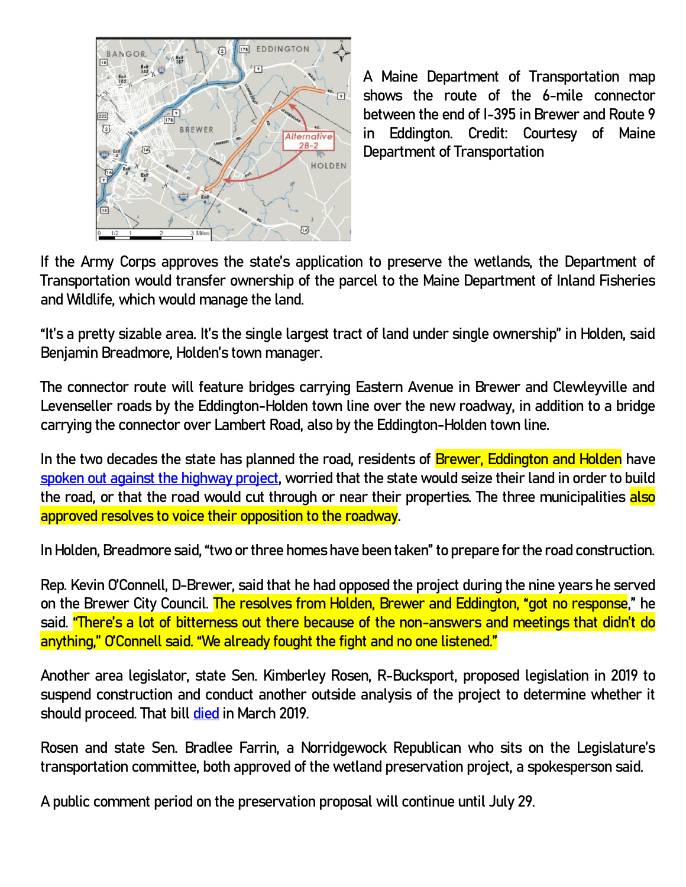A Maine Department of Transportation map shows the route of the 6-mile connector between the end of I-395 in Brewer and Route 9 in Eddington. Credit: Courtesy of Maine Department of Transportation

If the Army Corps approves the state's application to preserve the wetlands, the Department of Transportation would transfer ownership of the parcel to the Maine Department of Inland Fisheries and Wildlife, which would manage the land.

"It's a pretty sizable area. It's the single largest tract of land under single ownership" in Holden, said Benjamin Breadmore, Holden's town manager.

The connector route will feature bridges carrying Eastern Avenue in Brewer and Clewleyville and Levenseller roads by the Eddington-Holden town line over the new roadway, in addition to a bridge carrying the connector over Lambert Road, also by the Eddington-Holden town line.

In the two decades the state has planned the road, residents of Brewer, Eddington and Holden have spoken out against the highway project, worried that the state would seize their land in order to build the road, or that the road would cut through or near their properties. The three municipalities also approved resolves to voice their opposition to the roadway.

In Holden, Breadmore said, "two or three homes have been taken" to prepare for the road construction.

Rep. Kevin O'Connell, D-Brewer, said that he had opposed the project during the nine years he served on the Brewer City Council. The resolves from Holden, Brewer and Eddington, "got no response," he said. "There's a lot of bitterness out there because of the non-answers and meetings that didn't do anything," O'Connell said. "We already fought the fight and no one listened."

Another area legislator, state Sen. Kimberley Rosen, R-Bucksport, proposed legislation in 2019 to suspend construction and conduct another outside analysis of the project to determine whether it should proceed. That bill died in March 2019.

Rosen and state Sen. Bradlee Farrin, a Norridgewock Republican who sits on the Legislature's transportation committee, both approved of the wetland preservation project, a spokesperson said.

A public comment period on the preservation proposal will continue until July 29.